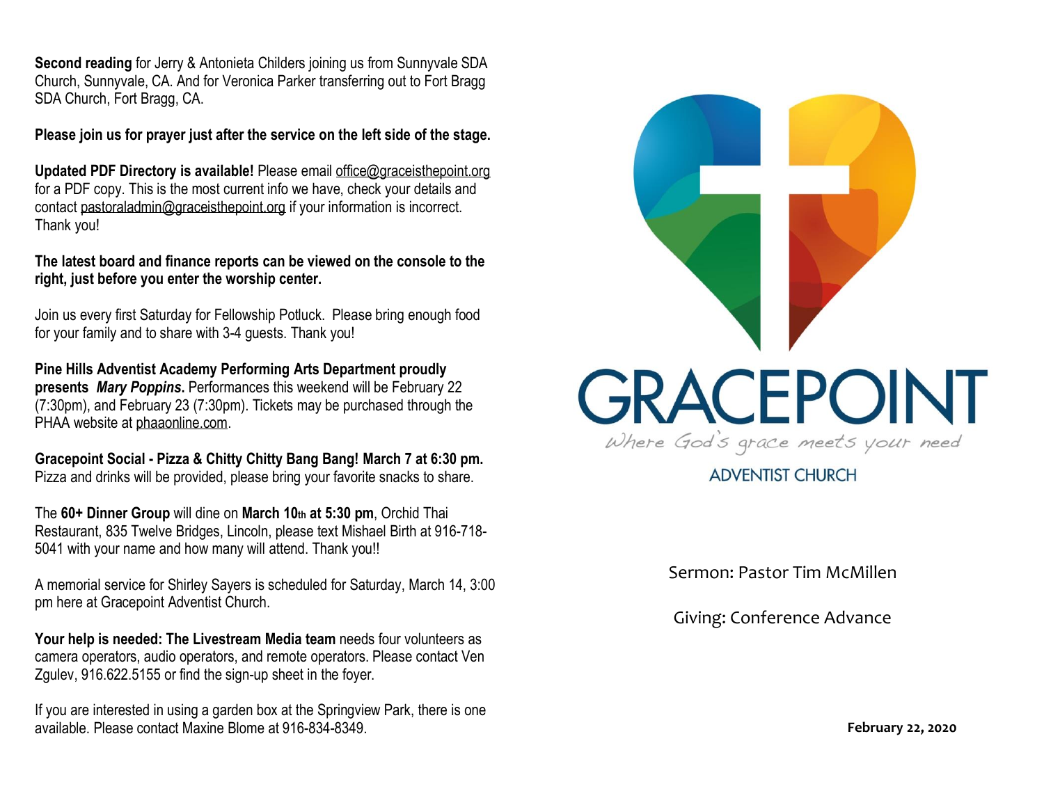**Second reading** for Jerry & Antonieta Childers joining us from Sunnyvale SDA Church, Sunnyvale, CA. And for Veronica Parker transferring out to Fort Bragg SDA Church, Fort Bragg, CA.

**Please join us for prayer just after the service on the left side of the stage.**

**Updated PDF Directory is available!** Please email office@graceisthepoint.org for a PDF copy. This is the most current info we have, check your details and contact pastoraladmin@graceisthepoint.org if your information is incorrect. Thank you!

**The latest board and finance reports can be viewed on the console to the right, just before you enter the worship center.**

Join us every first Saturday for Fellowship Potluck. Please bring enough food for your family and to share with 3-4 guests. Thank you!

**Pine Hills Adventist Academy Performing Arts Department proudly presents *Mary Poppins*.** Performances this weekend will be February 22 (7:30pm), and February 23 (7:30pm). Tickets may be purchased through the PHAA website at phaaonline.com.

**Gracepoint Social - Pizza & Chitty Chitty Bang Bang! March 7 at 6:30 pm.** Pizza and drinks will be provided, please bring your favorite snacks to share.

The **60+ Dinner Group** will dine on **March 10th at 5:30 pm**, Orchid Thai Restaurant, 835 Twelve Bridges, Lincoln, please text Mishael Birth at 916-718-5041 with your name and how many will attend. Thank you!!

A memorial service for Shirley Sayers is scheduled for Saturday, March 14, 3:00 pm here at Gracepoint Adventist Church.

**Your help is needed: The Livestream Media team** needs four volunteers as camera operators, audio operators, and remote operators. Please contact Ven Zgulev, 916.622.5155 or find the sign-up sheet in the foyer.

If you are interested in using a garden box at the Springview Park, there is one available. Please contact Maxine Blome at 916-834-8349.

# GRACEPOINT

*Where God's grace meets your need*

ADVENTIST CHURCH

Sermon: Pastor Tim McMillen

Giving: Conference Advance

**February 22, 2020**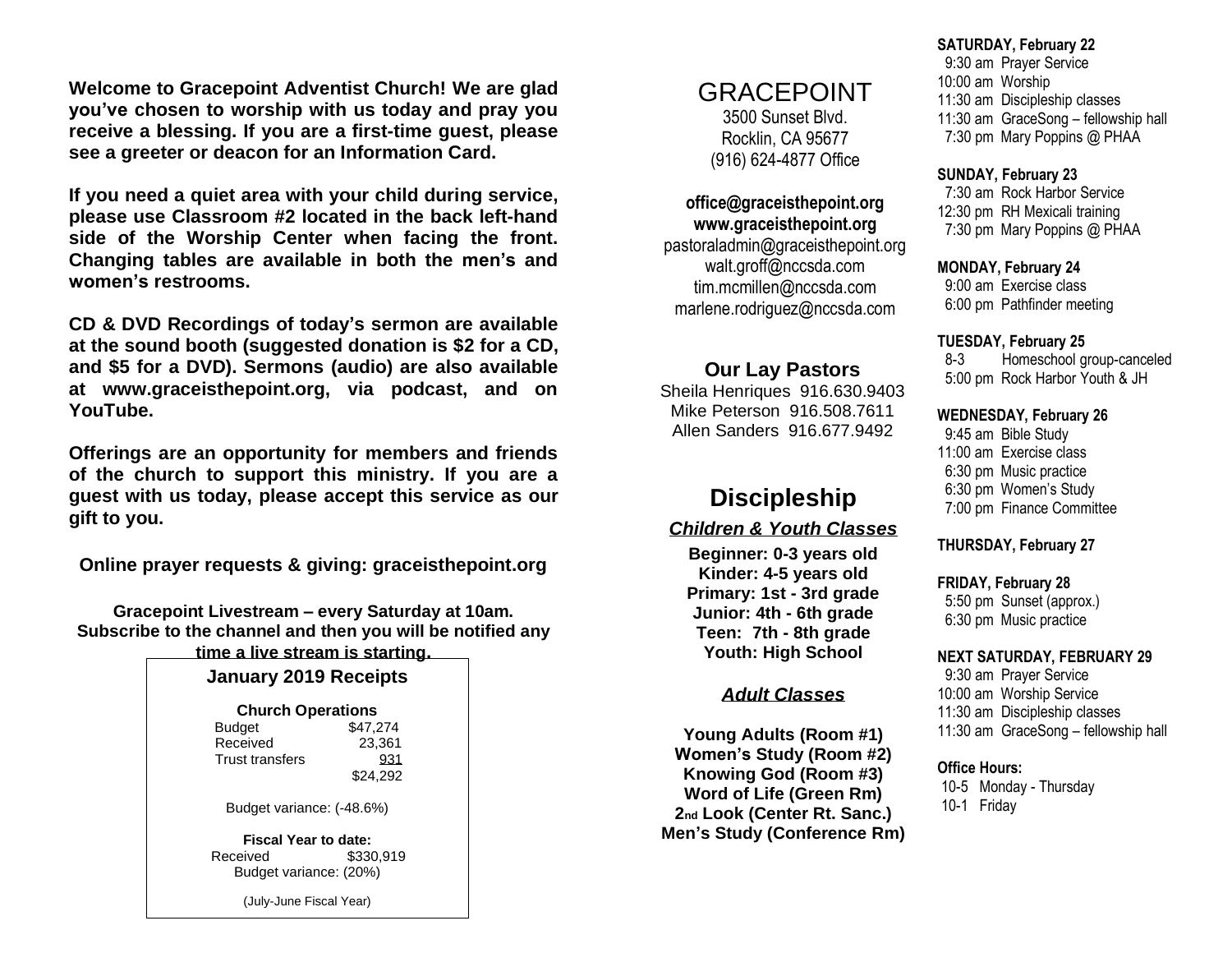**Welcome to Gracepoint Adventist Church! We are glad you've chosen to worship with us today and pray you receive a blessing. If you are a first-time guest, please see a greeter or deacon for an Information Card.**

**If you need a quiet area with your child during service, please use Classroom #2 located in the back left-hand side of the Worship Center when facing the front. Changing tables are available in both the men's and women's restrooms.**

**CD & DVD Recordings of today's sermon are available at the sound booth (suggested donation is $2 for a CD, and $5 for a DVD). Sermons (audio) are also available at www.graceisthepoint.org, via podcast, and on YouTube.**

**Offerings are an opportunity for members and friends of the church to support this ministry. If you are a guest with us today, please accept this service as our gift to you.**

**Online prayer requests & giving: graceisthepoint.org**

**Gracepoint Livestream – every Saturday at 10am. Subscribe to the channel and then you will be notified any time a live stream is starting.**

### January 2019 Receipts

**Church Operations**

| | |
|---|---|
| Budget | $47,274 |
| Received | 23,361 |
| Trust transfers | 931 |
| | $24,292 |

Budget variance: (-48.6%)

**Fiscal Year to date:**

Received $330,919

Budget variance: (20%)

(July-June Fiscal Year)

# GRACEPOINT

3500 Sunset Blvd.
Rocklin, CA 95677
(916) 624-4877 Office

**office@graceisthepoint.org**
**www.graceisthepoint.org**
pastoraladmin@graceisthepoint.org
walt.groff@nccsda.com
tim.mcmillen@nccsda.com
marlene.rodriguez@nccsda.com

## Our Lay Pastors

Sheila Henriques 916.630.9403
Mike Peterson 916.508.7611
Allen Sanders 916.677.9492

# Discipleship

***Children & Youth Classes***

**Beginner: 0-3 years old**
**Kinder: 4-5 years old**
**Primary: 1st - 3rd grade**
**Junior: 4th - 6th grade**
**Teen: 7th - 8th grade**
**Youth: High School**

***Adult Classes***

**Young Adults (Room #1)**
**Women's Study (Room #2)**
**Knowing God (Room #3)**
**Word of Life (Green Rm)**
**2nd Look (Center Rt. Sanc.)**
**Men's Study (Conference Rm)**

**SATURDAY, February 22**
9:30 am Prayer Service
10:00 am Worship
11:30 am Discipleship classes
11:30 am GraceSong – fellowship hall
7:30 pm Mary Poppins @ PHAA

**SUNDAY, February 23**
7:30 am Rock Harbor Service
12:30 pm RH Mexicali training
7:30 pm Mary Poppins @ PHAA

**MONDAY, February 24**
9:00 am Exercise class
6:00 pm Pathfinder meeting

**TUESDAY, February 25**
8-3 Homeschool group-canceled
5:00 pm Rock Harbor Youth & JH

**WEDNESDAY, February 26**
9:45 am Bible Study
11:00 am Exercise class
6:30 pm Music practice
6:30 pm Women's Study
7:00 pm Finance Committee

**THURSDAY, February 27**

**FRIDAY, February 28**
5:50 pm Sunset (approx.)
6:30 pm Music practice

**NEXT SATURDAY, FEBRUARY 29**
9:30 am Prayer Service
10:00 am Worship Service
11:30 am Discipleship classes
11:30 am GraceSong – fellowship hall

**Office Hours:**
10-5 Monday - Thursday
10-1 Friday